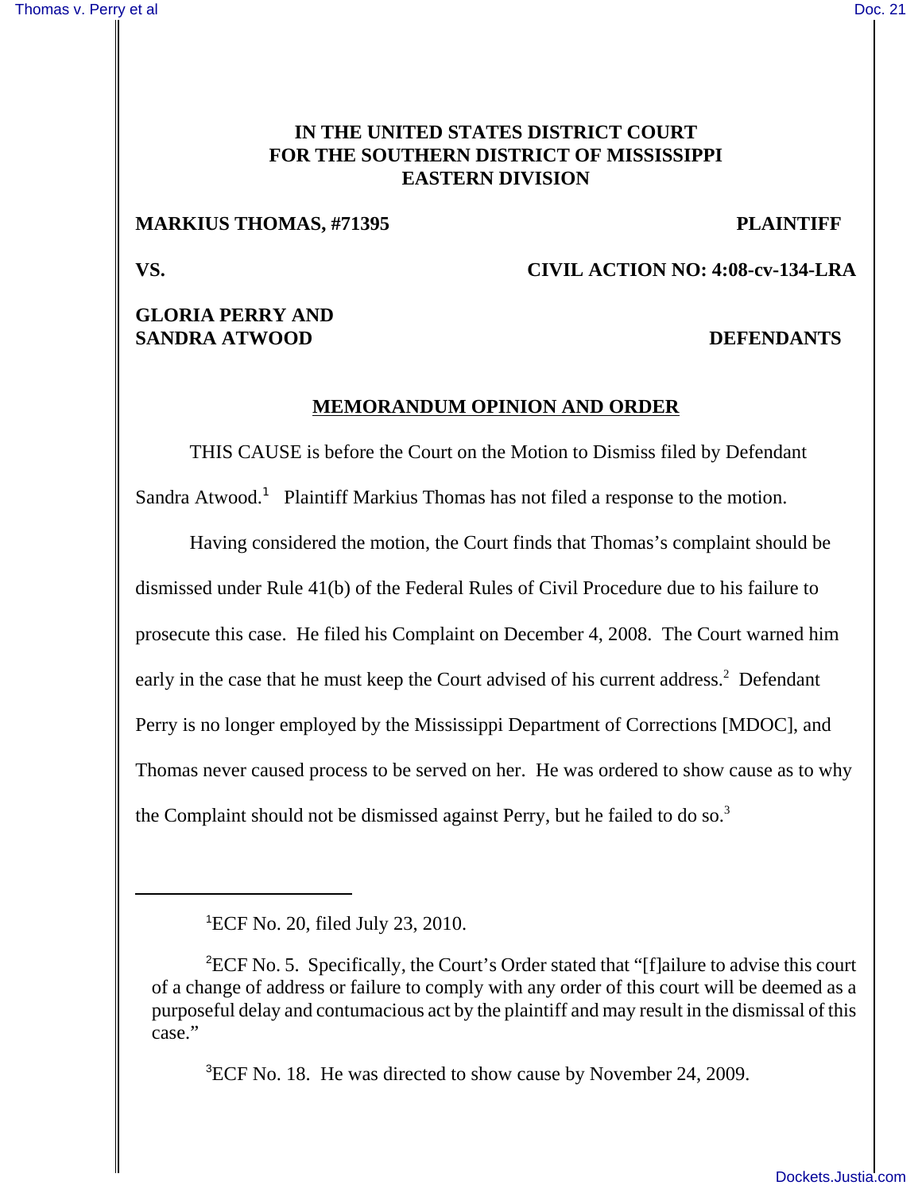**IN THE UNITED STATES DISTRICT COURT**
**FOR THE SOUTHERN DISTRICT OF MISSISSIPPI**
**EASTERN DIVISION**

**MARKIUS THOMAS, #71395** **PLAINTIFF**

**VS.** **CIVIL ACTION NO: 4:08-cv-134-LRA**

**GLORIA PERRY AND**
**SANDRA ATWOOD** **DEFENDANTS**

**MEMORANDUM OPINION AND ORDER**

THIS CAUSE is before the Court on the Motion to Dismiss filed by Defendant Sandra Atwood.[1] Plaintiff Markius Thomas has not filed a response to the motion.

Having considered the motion, the Court finds that Thomas's complaint should be dismissed under Rule 41(b) of the Federal Rules of Civil Procedure due to his failure to prosecute this case. He filed his Complaint on December 4, 2008. The Court warned him early in the case that he must keep the Court advised of his current address.[2] Defendant Perry is no longer employed by the Mississippi Department of Corrections [MDOC], and Thomas never caused process to be served on her. He was ordered to show cause as to why the Complaint should not be dismissed against Perry, but he failed to do so.[3]

---

[1]ECF No. 20, filed July 23, 2010.

[2]ECF No. 5. Specifically, the Court's Order stated that "[f]ailure to advise this court of a change of address or failure to comply with any order of this court will be deemed as a purposeful delay and contumacious act by the plaintiff and may result in the dismissal of this case."

[3]ECF No. 18. He was directed to show cause by November 24, 2009.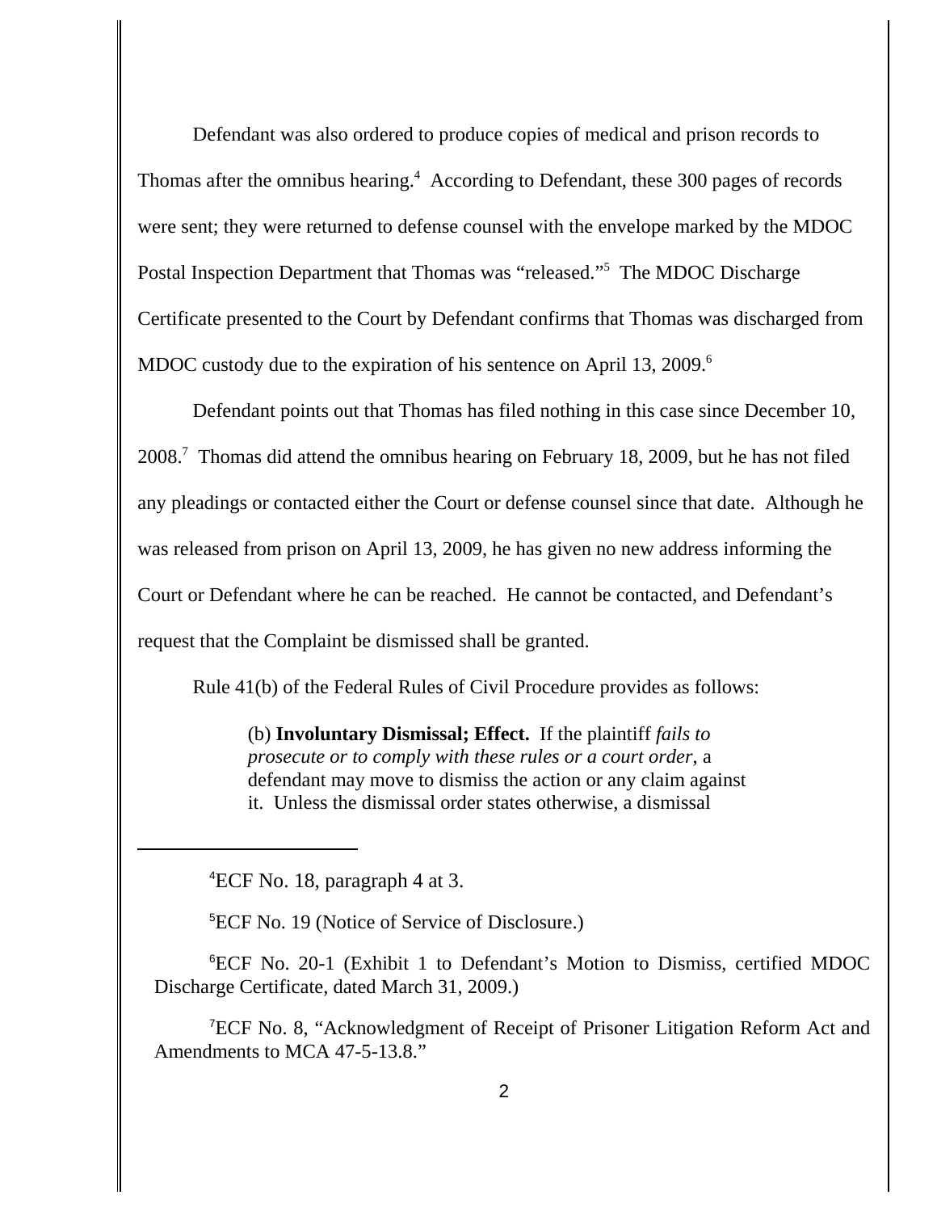Defendant was also ordered to produce copies of medical and prison records to Thomas after the omnibus hearing.[4] According to Defendant, these 300 pages of records were sent; they were returned to defense counsel with the envelope marked by the MDOC Postal Inspection Department that Thomas was "released."[5] The MDOC Discharge Certificate presented to the Court by Defendant confirms that Thomas was discharged from MDOC custody due to the expiration of his sentence on April 13, 2009.[6]

Defendant points out that Thomas has filed nothing in this case since December 10, 2008.[7] Thomas did attend the omnibus hearing on February 18, 2009, but he has not filed any pleadings or contacted either the Court or defense counsel since that date. Although he was released from prison on April 13, 2009, he has given no new address informing the Court or Defendant where he can be reached. He cannot be contacted, and Defendant's request that the Complaint be dismissed shall be granted.

Rule 41(b) of the Federal Rules of Civil Procedure provides as follows:

> (b) **Involuntary Dismissal; Effect.** If the plaintiff *fails to prosecute or to comply with these rules or a court order*, a defendant may move to dismiss the action or any claim against it. Unless the dismissal order states otherwise, a dismissal

---

[4] ECF No. 18, paragraph 4 at 3.

[5] ECF No. 19 (Notice of Service of Disclosure.)

[6] ECF No. 20-1 (Exhibit 1 to Defendant's Motion to Dismiss, certified MDOC Discharge Certificate, dated March 31, 2009.)

[7] ECF No. 8, "Acknowledgment of Receipt of Prisoner Litigation Reform Act and Amendments to MCA 47-5-13.8."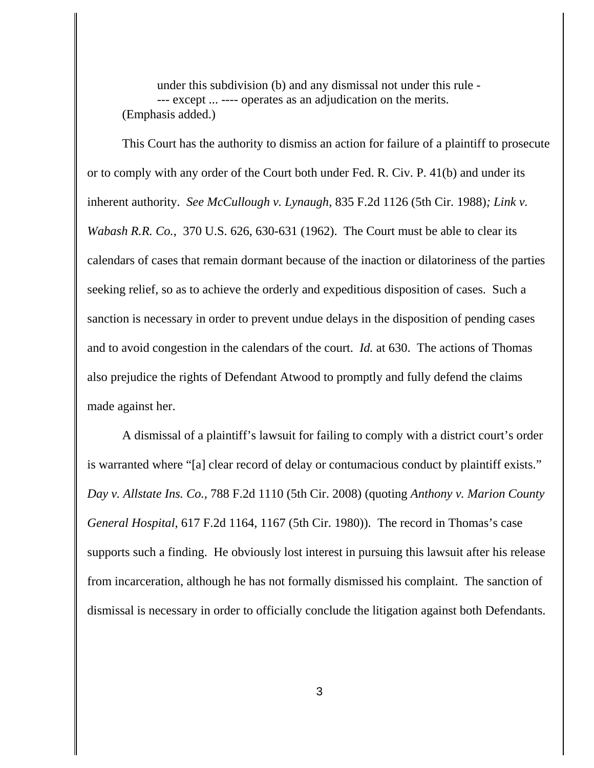> under this subdivision (b) and any dismissal not under this rule ---- except ... ---- operates as an adjudication on the merits.

(Emphasis added.)

This Court has the authority to dismiss an action for failure of a plaintiff to prosecute or to comply with any order of the Court both under Fed. R. Civ. P. 41(b) and under its inherent authority. *See McCullough v. Lynaugh*, 835 F.2d 1126 (5th Cir. 1988)*; Link v. Wabash R.R. Co.*, 370 U.S. 626, 630-631 (1962). The Court must be able to clear its calendars of cases that remain dormant because of the inaction or dilatoriness of the parties seeking relief, so as to achieve the orderly and expeditious disposition of cases. Such a sanction is necessary in order to prevent undue delays in the disposition of pending cases and to avoid congestion in the calendars of the court. *Id.* at 630. The actions of Thomas also prejudice the rights of Defendant Atwood to promptly and fully defend the claims made against her.

A dismissal of a plaintiff's lawsuit for failing to comply with a district court's order is warranted where "[a] clear record of delay or contumacious conduct by plaintiff exists." *Day v. Allstate Ins. Co.*, 788 F.2d 1110 (5th Cir. 2008) (quoting *Anthony v. Marion County General Hospital*, 617 F.2d 1164, 1167 (5th Cir. 1980)). The record in Thomas's case supports such a finding. He obviously lost interest in pursuing this lawsuit after his release from incarceration, although he has not formally dismissed his complaint. The sanction of dismissal is necessary in order to officially conclude the litigation against both Defendants.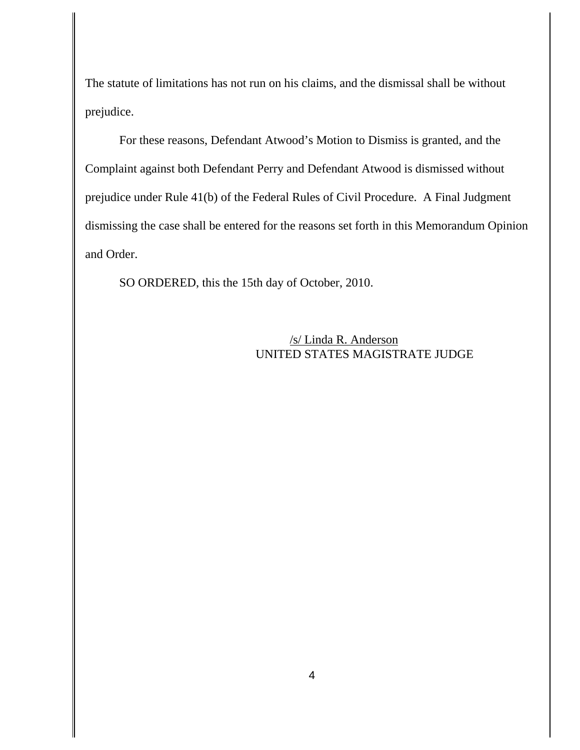The statute of limitations has not run on his claims, and the dismissal shall be without prejudice.

For these reasons, Defendant Atwood's Motion to Dismiss is granted, and the Complaint against both Defendant Perry and Defendant Atwood is dismissed without prejudice under Rule 41(b) of the Federal Rules of Civil Procedure. A Final Judgment dismissing the case shall be entered for the reasons set forth in this Memorandum Opinion and Order.

SO ORDERED, this the 15th day of October, 2010.

/s/ Linda R. Anderson
UNITED STATES MAGISTRATE JUDGE